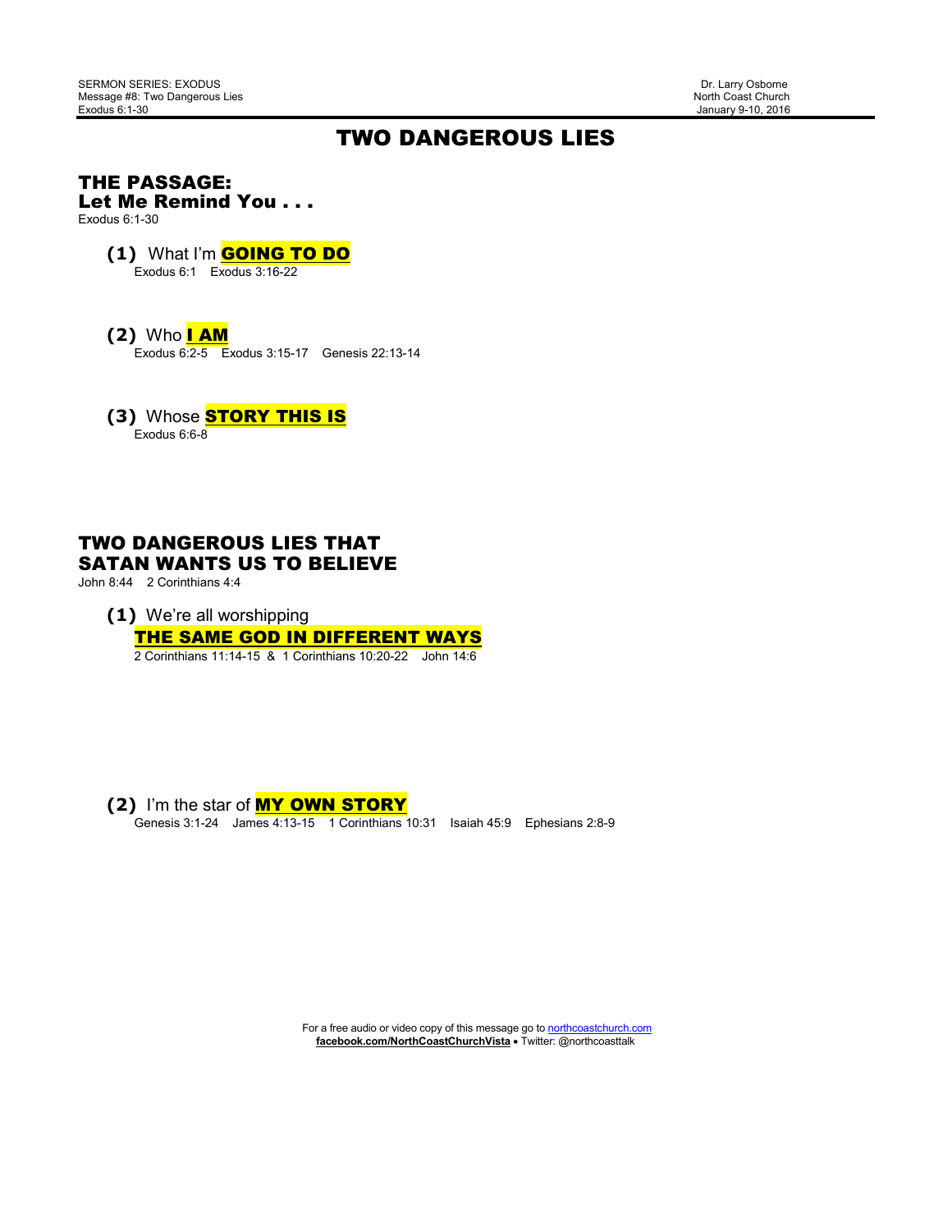SERMON SERIES: EXODUS
Message #8: Two Dangerous Lies
Exodus 6:1-30

Dr. Larry Osborne
North Coast Church
January 9-10, 2016

# TWO DANGEROUS LIES

## THE PASSAGE:
## Let Me Remind You . . .

Exodus 6:1-30

**(1)** What I'm **GOING TO DO**
Exodus 6:1    Exodus 3:16-22

**(2)** Who **I AM**
Exodus 6:2-5    Exodus 3:15-17    Genesis 22:13-14

**(3)** Whose **STORY THIS IS**
Exodus 6:6-8

## TWO DANGEROUS LIES THAT SATAN WANTS US TO BELIEVE

John 8:44    2 Corinthians 4:4

**(1)** We're all worshipping **THE SAME GOD IN DIFFERENT WAYS**
2 Corinthians 11:14-15 & 1 Corinthians 10:20-22    John 14:6

**(2)** I'm the star of **MY OWN STORY**
Genesis 3:1-24    James 4:13-15    1 Corinthians 10:31    Isaiah 45:9    Ephesians 2:8-9

For a free audio or video copy of this message go to northcoastchurch.com
**facebook.com/NorthCoastChurchVista** • Twitter: @northcoasttalk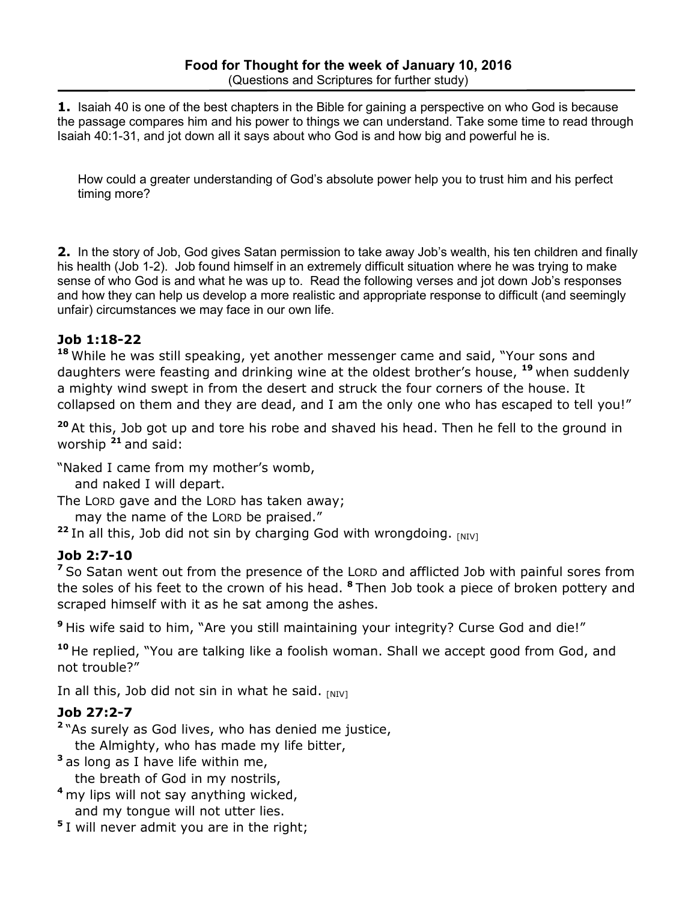**Food for Thought for the week of January 10, 2016**
(Questions and Scriptures for further study)

---

**1.** Isaiah 40 is one of the best chapters in the Bible for gaining a perspective on who God is because the passage compares him and his power to things we can understand. Take some time to read through Isaiah 40:1-31, and jot down all it says about who God is and how big and powerful he is.

How could a greater understanding of God's absolute power help you to trust him and his perfect timing more?

**2.** In the story of Job, God gives Satan permission to take away Job's wealth, his ten children and finally his health (Job 1-2). Job found himself in an extremely difficult situation where he was trying to make sense of who God is and what he was up to. Read the following verses and jot down Job's responses and how they can help us develop a more realistic and appropriate response to difficult (and seemingly unfair) circumstances we may face in our own life.

### Job 1:18-22

[18] While he was still speaking, yet another messenger came and said, "Your sons and daughters were feasting and drinking wine at the oldest brother's house, [19] when suddenly a mighty wind swept in from the desert and struck the four corners of the house. It collapsed on them and they are dead, and I am the only one who has escaped to tell you!"

[20] At this, Job got up and tore his robe and shaved his head. Then he fell to the ground in worship [21] and said:

"Naked I came from my mother's womb,
  and naked I will depart.
The LORD gave and the LORD has taken away;
  may the name of the LORD be praised."

[22] In all this, Job did not sin by charging God with wrongdoing. [NIV]

### Job 2:7-10

[7] So Satan went out from the presence of the LORD and afflicted Job with painful sores from the soles of his feet to the crown of his head. [8] Then Job took a piece of broken pottery and scraped himself with it as he sat among the ashes.

[9] His wife said to him, "Are you still maintaining your integrity? Curse God and die!"

[10] He replied, "You are talking like a foolish woman. Shall we accept good from God, and not trouble?"

In all this, Job did not sin in what he said. [NIV]

### Job 27:2-7

[2] "As surely as God lives, who has denied me justice,
  the Almighty, who has made my life bitter,
[3] as long as I have life within me,
  the breath of God in my nostrils,
[4] my lips will not say anything wicked,
  and my tongue will not utter lies.
[5] I will never admit you are in the right;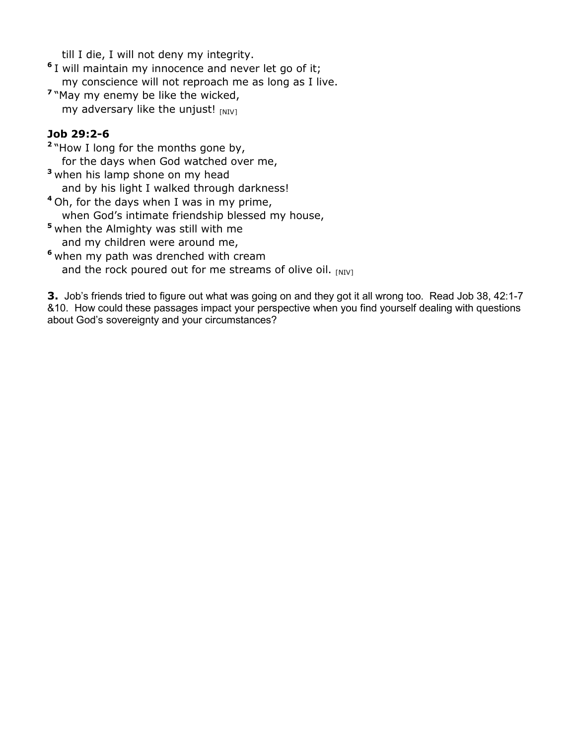till I die, I will not deny my integrity.
[6] I will maintain my innocence and never let go of it;
my conscience will not reproach me as long as I live.
[7] "May my enemy be like the wicked,
my adversary like the unjust! [NIV]

**Job 29:2-6**

[2] "How I long for the months gone by,
for the days when God watched over me,
[3] when his lamp shone on my head
and by his light I walked through darkness!
[4] Oh, for the days when I was in my prime,
when God's intimate friendship blessed my house,
[5] when the Almighty was still with me
and my children were around me,
[6] when my path was drenched with cream
and the rock poured out for me streams of olive oil. [NIV]

**3.** Job's friends tried to figure out what was going on and they got it all wrong too. Read Job 38, 42:1-7 &10. How could these passages impact your perspective when you find yourself dealing with questions about God's sovereignty and your circumstances?